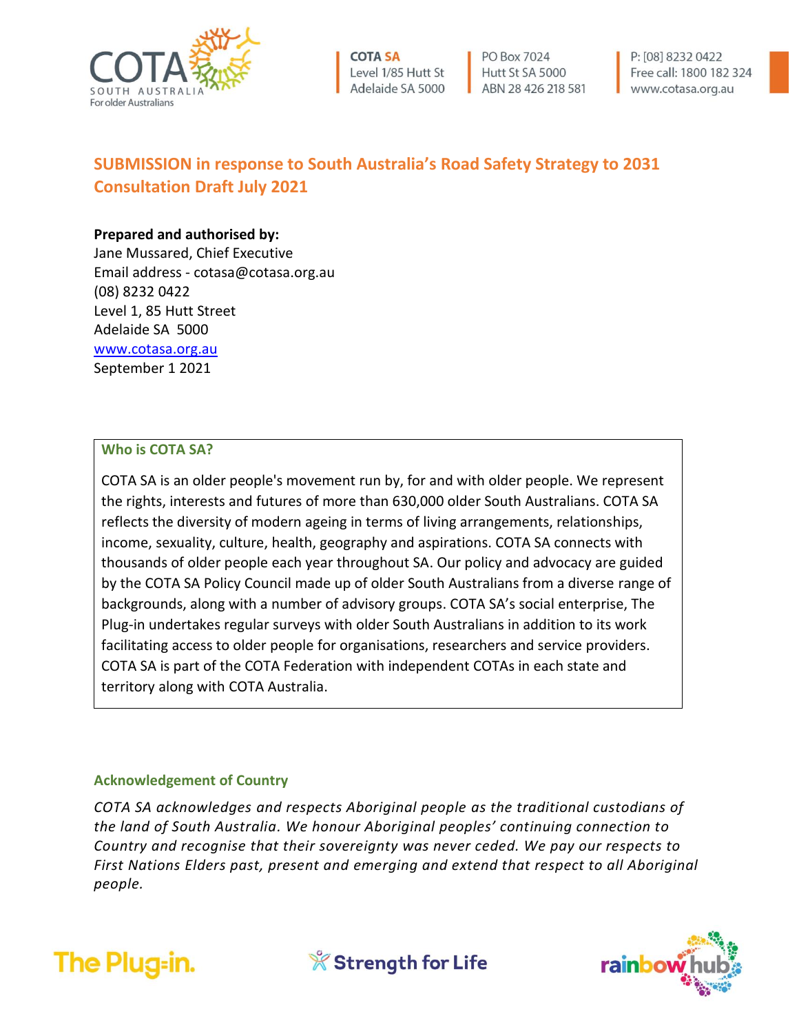COTA SOUTH AUSTRALIA
For older Australians

COTA SA
Level 1/85 Hutt St
Adelaide SA 5000

PO Box 7024
Hutt St SA 5000
ABN 28 426 218 581

P: [08] 8232 0422
Free call: 1800 182 324
www.cotasa.org.au

# SUBMISSION in response to South Australia's Road Safety Strategy to 2031 Consultation Draft July 2021

**Prepared and authorised by:**
Jane Mussared, Chief Executive
Email address - cotasa@cotasa.org.au
(08) 8232 0422
Level 1, 85 Hutt Street
Adelaide SA 5000
www.cotasa.org.au
September 1 2021

## Who is COTA SA?

COTA SA is an older people's movement run by, for and with older people. We represent the rights, interests and futures of more than 630,000 older South Australians. COTA SA reflects the diversity of modern ageing in terms of living arrangements, relationships, income, sexuality, culture, health, geography and aspirations. COTA SA connects with thousands of older people each year throughout SA. Our policy and advocacy are guided by the COTA SA Policy Council made up of older South Australians from a diverse range of backgrounds, along with a number of advisory groups. COTA SA's social enterprise, The Plug-in undertakes regular surveys with older South Australians in addition to its work facilitating access to older people for organisations, researchers and service providers. COTA SA is part of the COTA Federation with independent COTAs in each state and territory along with COTA Australia.

## Acknowledgement of Country

*COTA SA acknowledges and respects Aboriginal people as the traditional custodians of the land of South Australia. We honour Aboriginal peoples' continuing connection to Country and recognise that their sovereignty was never ceded. We pay our respects to First Nations Elders past, present and emerging and extend that respect to all Aboriginal people.*

The Plug-in. Strength for Life rainbow hub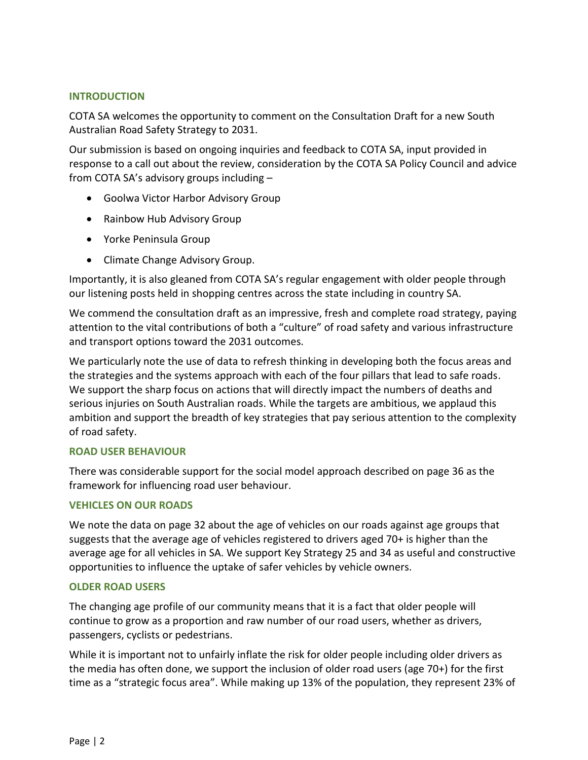## INTRODUCTION

COTA SA welcomes the opportunity to comment on the Consultation Draft for a new South Australian Road Safety Strategy to 2031.

Our submission is based on ongoing inquiries and feedback to COTA SA, input provided in response to a call out about the review, consideration by the COTA SA Policy Council and advice from COTA SA's advisory groups including –

- Goolwa Victor Harbor Advisory Group
- Rainbow Hub Advisory Group
- Yorke Peninsula Group
- Climate Change Advisory Group.

Importantly, it is also gleaned from COTA SA's regular engagement with older people through our listening posts held in shopping centres across the state including in country SA.

We commend the consultation draft as an impressive, fresh and complete road strategy, paying attention to the vital contributions of both a "culture" of road safety and various infrastructure and transport options toward the 2031 outcomes.

We particularly note the use of data to refresh thinking in developing both the focus areas and the strategies and the systems approach with each of the four pillars that lead to safe roads. We support the sharp focus on actions that will directly impact the numbers of deaths and serious injuries on South Australian roads. While the targets are ambitious, we applaud this ambition and support the breadth of key strategies that pay serious attention to the complexity of road safety.

## ROAD USER BEHAVIOUR

There was considerable support for the social model approach described on page 36 as the framework for influencing road user behaviour.

## VEHICLES ON OUR ROADS

We note the data on page 32 about the age of vehicles on our roads against age groups that suggests that the average age of vehicles registered to drivers aged 70+ is higher than the average age for all vehicles in SA. We support Key Strategy 25 and 34 as useful and constructive opportunities to influence the uptake of safer vehicles by vehicle owners.

## OLDER ROAD USERS

The changing age profile of our community means that it is a fact that older people will continue to grow as a proportion and raw number of our road users, whether as drivers, passengers, cyclists or pedestrians.

While it is important not to unfairly inflate the risk for older people including older drivers as the media has often done, we support the inclusion of older road users (age 70+) for the first time as a "strategic focus area". While making up 13% of the population, they represent 23% of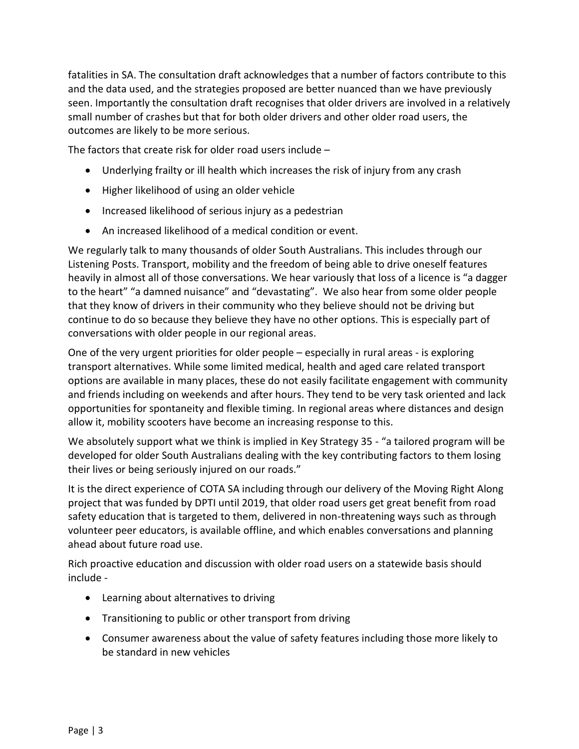fatalities in SA. The consultation draft acknowledges that a number of factors contribute to this and the data used, and the strategies proposed are better nuanced than we have previously seen. Importantly the consultation draft recognises that older drivers are involved in a relatively small number of crashes but that for both older drivers and other older road users, the outcomes are likely to be more serious.

The factors that create risk for older road users include –

- Underlying frailty or ill health which increases the risk of injury from any crash
- Higher likelihood of using an older vehicle
- Increased likelihood of serious injury as a pedestrian
- An increased likelihood of a medical condition or event.

We regularly talk to many thousands of older South Australians. This includes through our Listening Posts. Transport, mobility and the freedom of being able to drive oneself features heavily in almost all of those conversations. We hear variously that loss of a licence is "a dagger to the heart" "a damned nuisance" and "devastating". We also hear from some older people that they know of drivers in their community who they believe should not be driving but continue to do so because they believe they have no other options. This is especially part of conversations with older people in our regional areas.

One of the very urgent priorities for older people – especially in rural areas - is exploring transport alternatives. While some limited medical, health and aged care related transport options are available in many places, these do not easily facilitate engagement with community and friends including on weekends and after hours. They tend to be very task oriented and lack opportunities for spontaneity and flexible timing. In regional areas where distances and design allow it, mobility scooters have become an increasing response to this.

We absolutely support what we think is implied in Key Strategy 35 - "a tailored program will be developed for older South Australians dealing with the key contributing factors to them losing their lives or being seriously injured on our roads."

It is the direct experience of COTA SA including through our delivery of the Moving Right Along project that was funded by DPTI until 2019, that older road users get great benefit from road safety education that is targeted to them, delivered in non-threatening ways such as through volunteer peer educators, is available offline, and which enables conversations and planning ahead about future road use.

Rich proactive education and discussion with older road users on a statewide basis should include -

- Learning about alternatives to driving
- Transitioning to public or other transport from driving
- Consumer awareness about the value of safety features including those more likely to be standard in new vehicles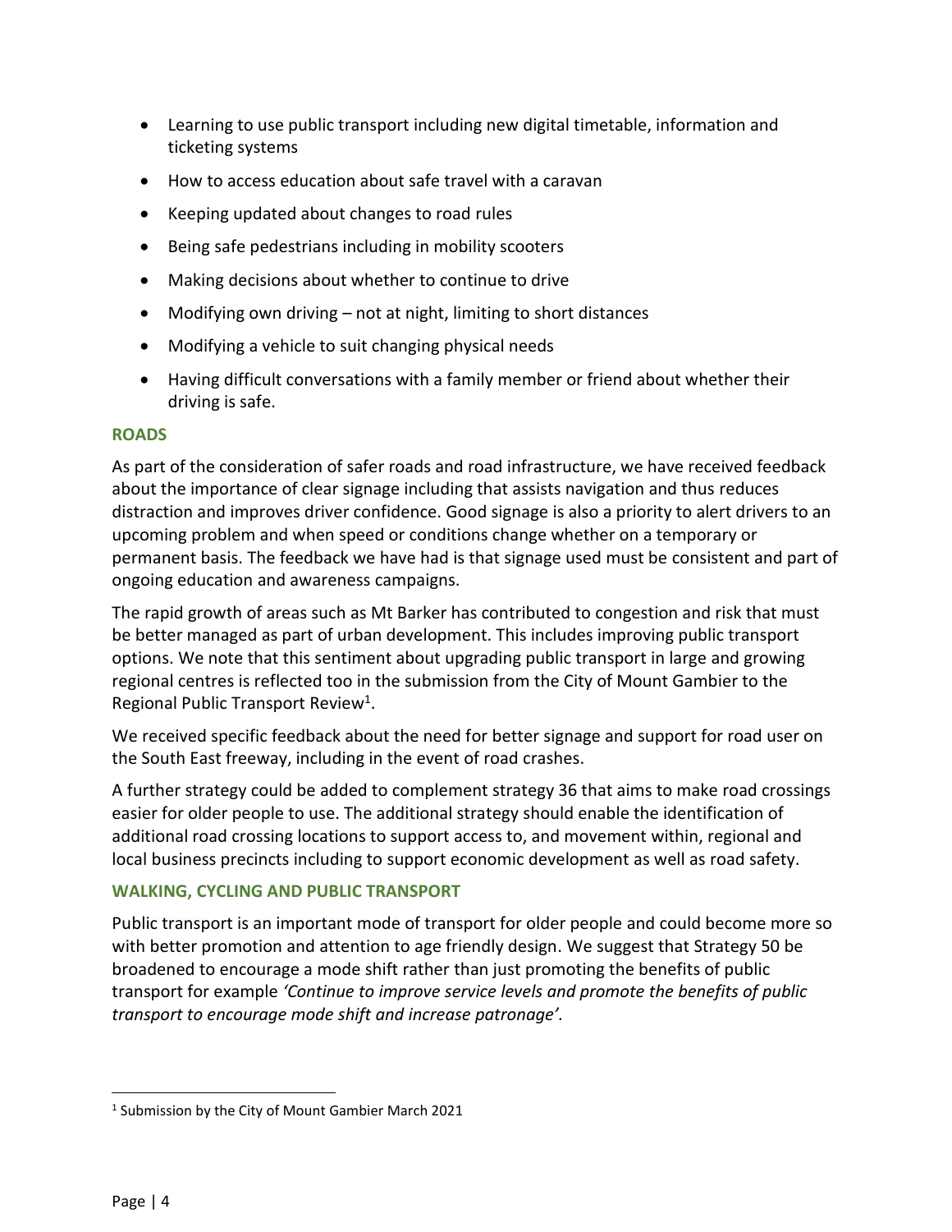- Learning to use public transport including new digital timetable, information and ticketing systems
- How to access education about safe travel with a caravan
- Keeping updated about changes to road rules
- Being safe pedestrians including in mobility scooters
- Making decisions about whether to continue to drive
- Modifying own driving – not at night, limiting to short distances
- Modifying a vehicle to suit changing physical needs
- Having difficult conversations with a family member or friend about whether their driving is safe.

## ROADS

As part of the consideration of safer roads and road infrastructure, we have received feedback about the importance of clear signage including that assists navigation and thus reduces distraction and improves driver confidence. Good signage is also a priority to alert drivers to an upcoming problem and when speed or conditions change whether on a temporary or permanent basis. The feedback we have had is that signage used must be consistent and part of ongoing education and awareness campaigns.

The rapid growth of areas such as Mt Barker has contributed to congestion and risk that must be better managed as part of urban development. This includes improving public transport options. We note that this sentiment about upgrading public transport in large and growing regional centres is reflected too in the submission from the City of Mount Gambier to the Regional Public Transport Review[1].

We received specific feedback about the need for better signage and support for road user on the South East freeway, including in the event of road crashes.

A further strategy could be added to complement strategy 36 that aims to make road crossings easier for older people to use. The additional strategy should enable the identification of additional road crossing locations to support access to, and movement within, regional and local business precincts including to support economic development as well as road safety.

## WALKING, CYCLING AND PUBLIC TRANSPORT

Public transport is an important mode of transport for older people and could become more so with better promotion and attention to age friendly design. We suggest that Strategy 50 be broadened to encourage a mode shift rather than just promoting the benefits of public transport for example *'Continue to improve service levels and promote the benefits of public transport to encourage mode shift and increase patronage'.*

[1] Submission by the City of Mount Gambier March 2021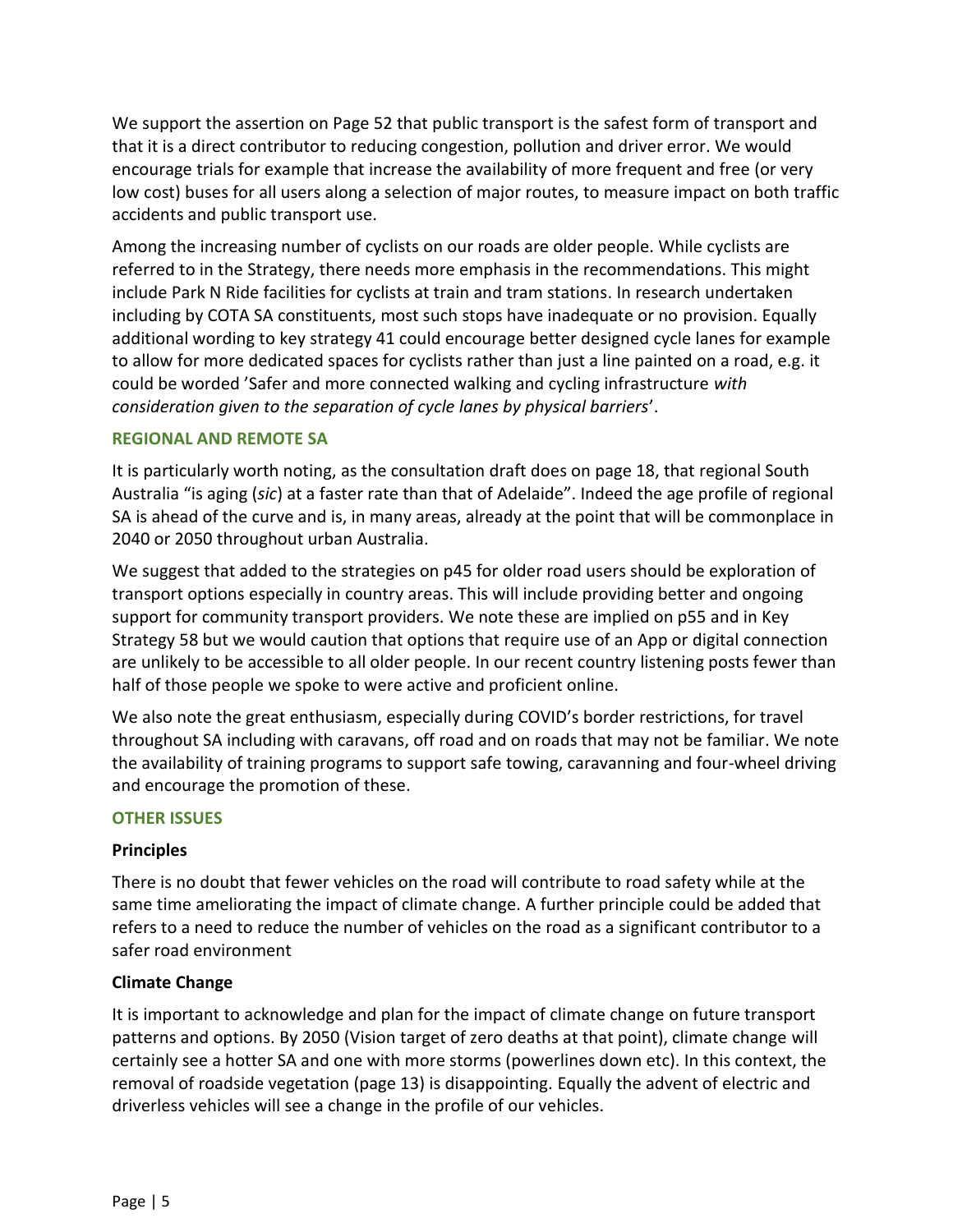We support the assertion on Page 52 that public transport is the safest form of transport and that it is a direct contributor to reducing congestion, pollution and driver error. We would encourage trials for example that increase the availability of more frequent and free (or very low cost) buses for all users along a selection of major routes, to measure impact on both traffic accidents and public transport use.

Among the increasing number of cyclists on our roads are older people. While cyclists are referred to in the Strategy, there needs more emphasis in the recommendations. This might include Park N Ride facilities for cyclists at train and tram stations. In research undertaken including by COTA SA constituents, most such stops have inadequate or no provision. Equally additional wording to key strategy 41 could encourage better designed cycle lanes for example to allow for more dedicated spaces for cyclists rather than just a line painted on a road, e.g. it could be worded 'Safer and more connected walking and cycling infrastructure *with consideration given to the separation of cycle lanes by physical barriers*'.

### REGIONAL AND REMOTE SA

It is particularly worth noting, as the consultation draft does on page 18, that regional South Australia "is aging (*sic*) at a faster rate than that of Adelaide". Indeed the age profile of regional SA is ahead of the curve and is, in many areas, already at the point that will be commonplace in 2040 or 2050 throughout urban Australia.

We suggest that added to the strategies on p45 for older road users should be exploration of transport options especially in country areas. This will include providing better and ongoing support for community transport providers. We note these are implied on p55 and in Key Strategy 58 but we would caution that options that require use of an App or digital connection are unlikely to be accessible to all older people. In our recent country listening posts fewer than half of those people we spoke to were active and proficient online.

We also note the great enthusiasm, especially during COVID's border restrictions, for travel throughout SA including with caravans, off road and on roads that may not be familiar. We note the availability of training programs to support safe towing, caravanning and four-wheel driving and encourage the promotion of these.

### OTHER ISSUES

#### Principles

There is no doubt that fewer vehicles on the road will contribute to road safety while at the same time ameliorating the impact of climate change. A further principle could be added that refers to a need to reduce the number of vehicles on the road as a significant contributor to a safer road environment

#### Climate Change

It is important to acknowledge and plan for the impact of climate change on future transport patterns and options. By 2050 (Vision target of zero deaths at that point), climate change will certainly see a hotter SA and one with more storms (powerlines down etc). In this context, the removal of roadside vegetation (page 13) is disappointing. Equally the advent of electric and driverless vehicles will see a change in the profile of our vehicles.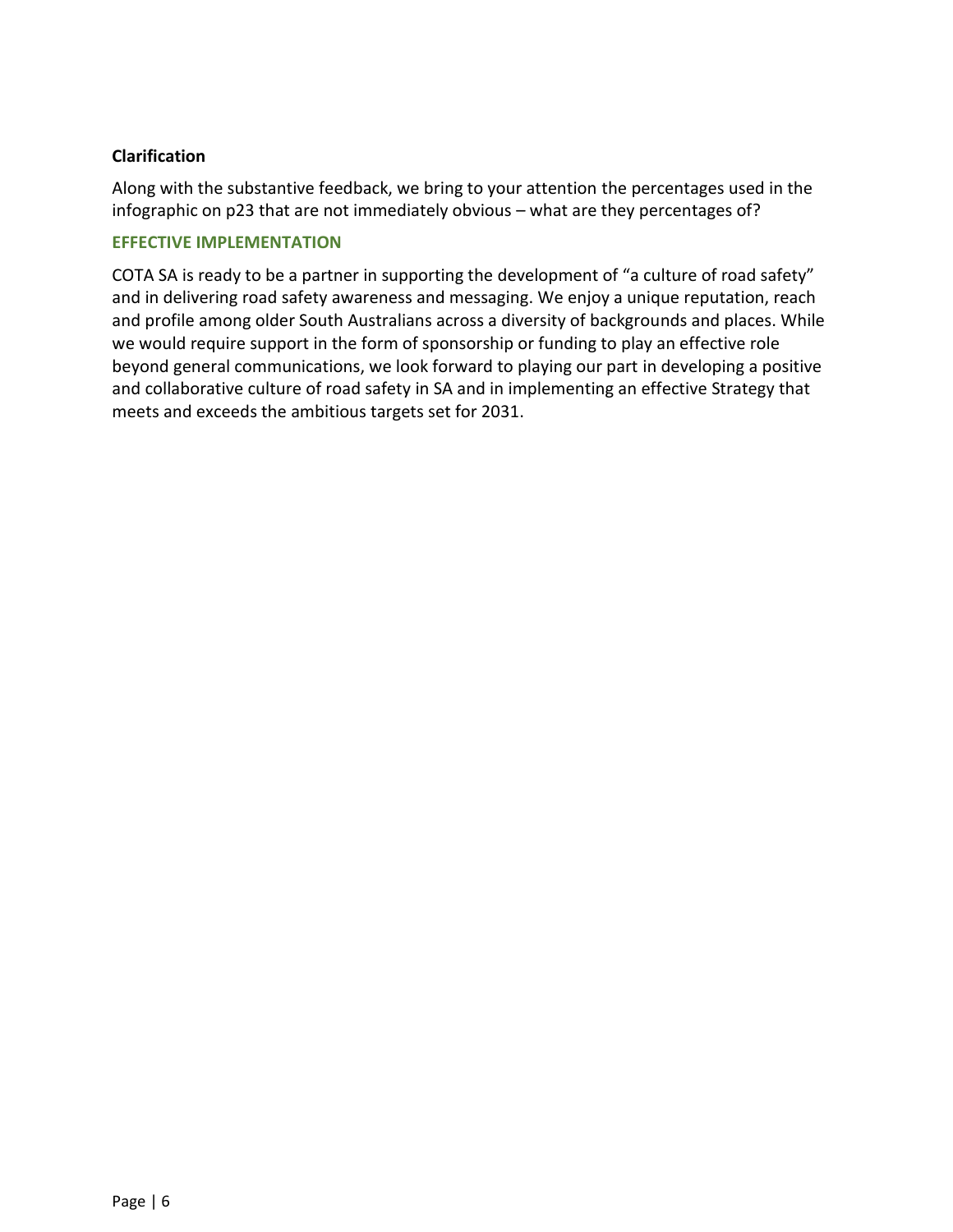**Clarification**

Along with the substantive feedback, we bring to your attention the percentages used in the infographic on p23 that are not immediately obvious – what are they percentages of?

## EFFECTIVE IMPLEMENTATION

COTA SA is ready to be a partner in supporting the development of "a culture of road safety" and in delivering road safety awareness and messaging. We enjoy a unique reputation, reach and profile among older South Australians across a diversity of backgrounds and places. While we would require support in the form of sponsorship or funding to play an effective role beyond general communications, we look forward to playing our part in developing a positive and collaborative culture of road safety in SA and in implementing an effective Strategy that meets and exceeds the ambitious targets set for 2031.